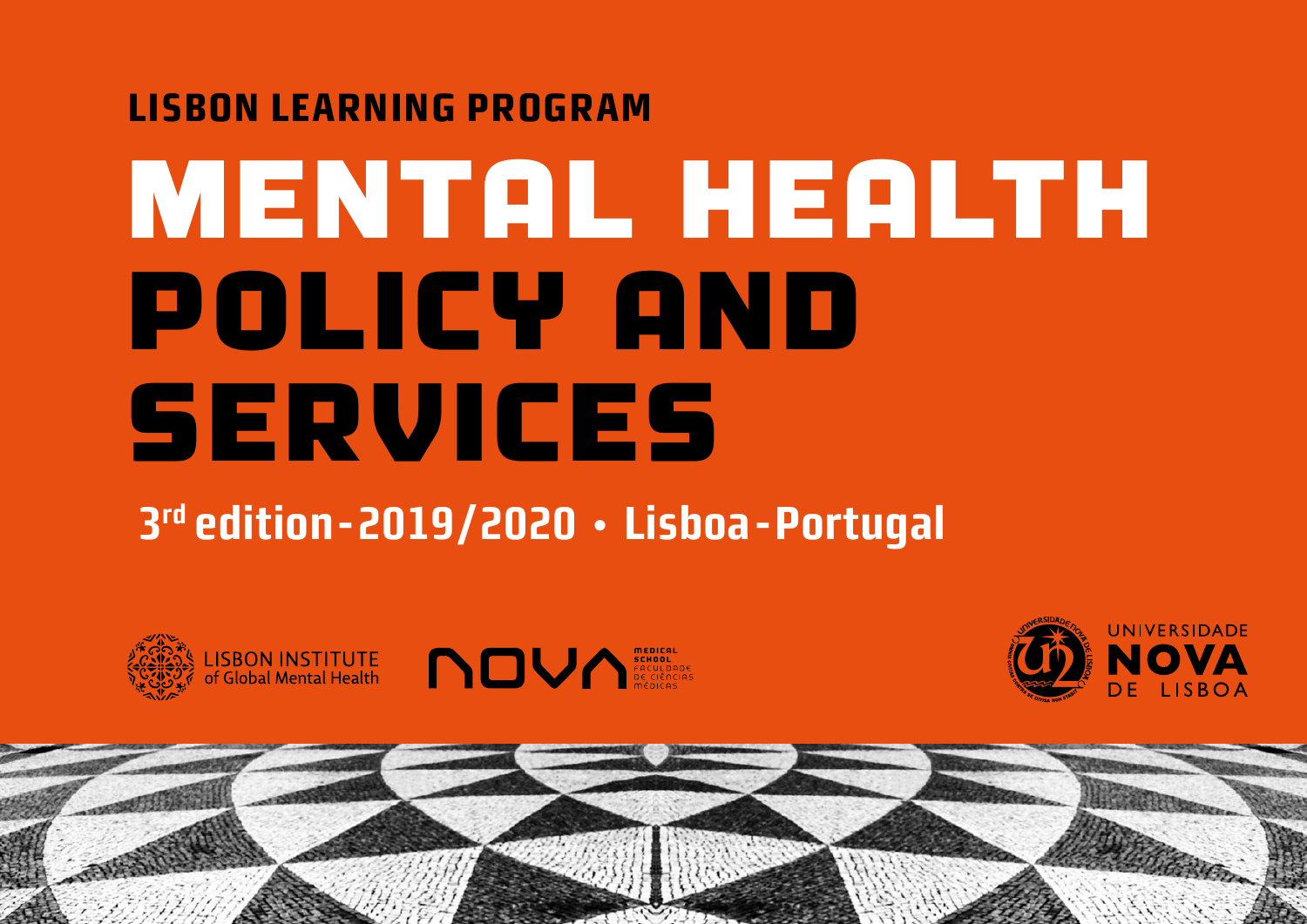**LISBON LEARNING PROGRAM**

# MENTAL HEALTH POLICY AND SERVICES

**3rd edition - 2019/2020 • Lisboa - Portugal**

LISBON INSTITUTE of Global Mental Health

NOVA MEDICAL SCHOOL FACULDADE DE CIÊNCIAS MÉDICAS

UNIVERSIDADE NOVA DE LISBOA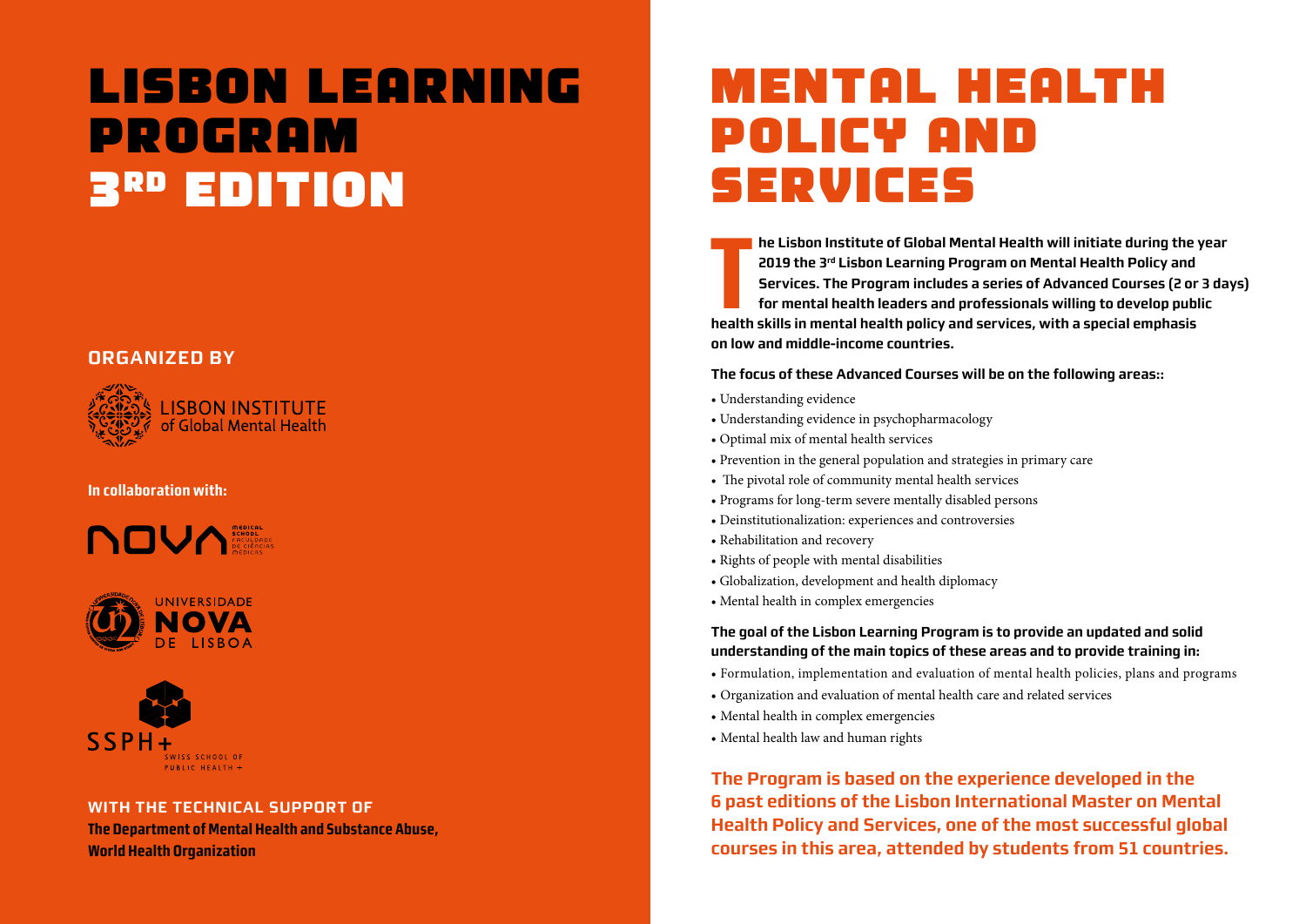# LISBON LEARNING PROGRAM 3RD EDITION

## ORGANIZED BY

LISBON INSTITUTE of Global Mental Health

**In collaboration with:**

NOVA MEDICAL SCHOOL FACULDADE DE CIÊNCIAS MÉDICAS

UNIVERSIDADE NOVA DE LISBOA

SSPH+ SWISS SCHOOL OF PUBLIC HEALTH +

## WITH THE TECHNICAL SUPPORT OF

**The Department of Mental Health and Substance Abuse, World Health Organization**

# MENTAL HEALTH POLICY AND SERVICES

**The Lisbon Institute of Global Mental Health will initiate during the year 2019 the 3rd Lisbon Learning Program on Mental Health Policy and Services. The Program includes a series of Advanced Courses (2 or 3 days) for mental health leaders and professionals willing to develop public health skills in mental health policy and services, with a special emphasis on low and middle-income countries.**

**The focus of these Advanced Courses will be on the following areas::**

- Understanding evidence
- Understanding evidence in psychopharmacology
- Optimal mix of mental health services
- Prevention in the general population and strategies in primary care
- The pivotal role of community mental health services
- Programs for long-term severe mentally disabled persons
- Deinstitutionalization: experiences and controversies
- Rehabilitation and recovery
- Rights of people with mental disabilities
- Globalization, development and health diplomacy
- Mental health in complex emergencies

**The goal of the Lisbon Learning Program is to provide an updated and solid understanding of the main topics of these areas and to provide training in:**

- Formulation, implementation and evaluation of mental health policies, plans and programs
- Organization and evaluation of mental health care and related services
- Mental health in complex emergencies
- Mental health law and human rights

**The Program is based on the experience developed in the 6 past editions of the Lisbon International Master on Mental Health Policy and Services, one of the most successful global courses in this area, attended by students from 51 countries.**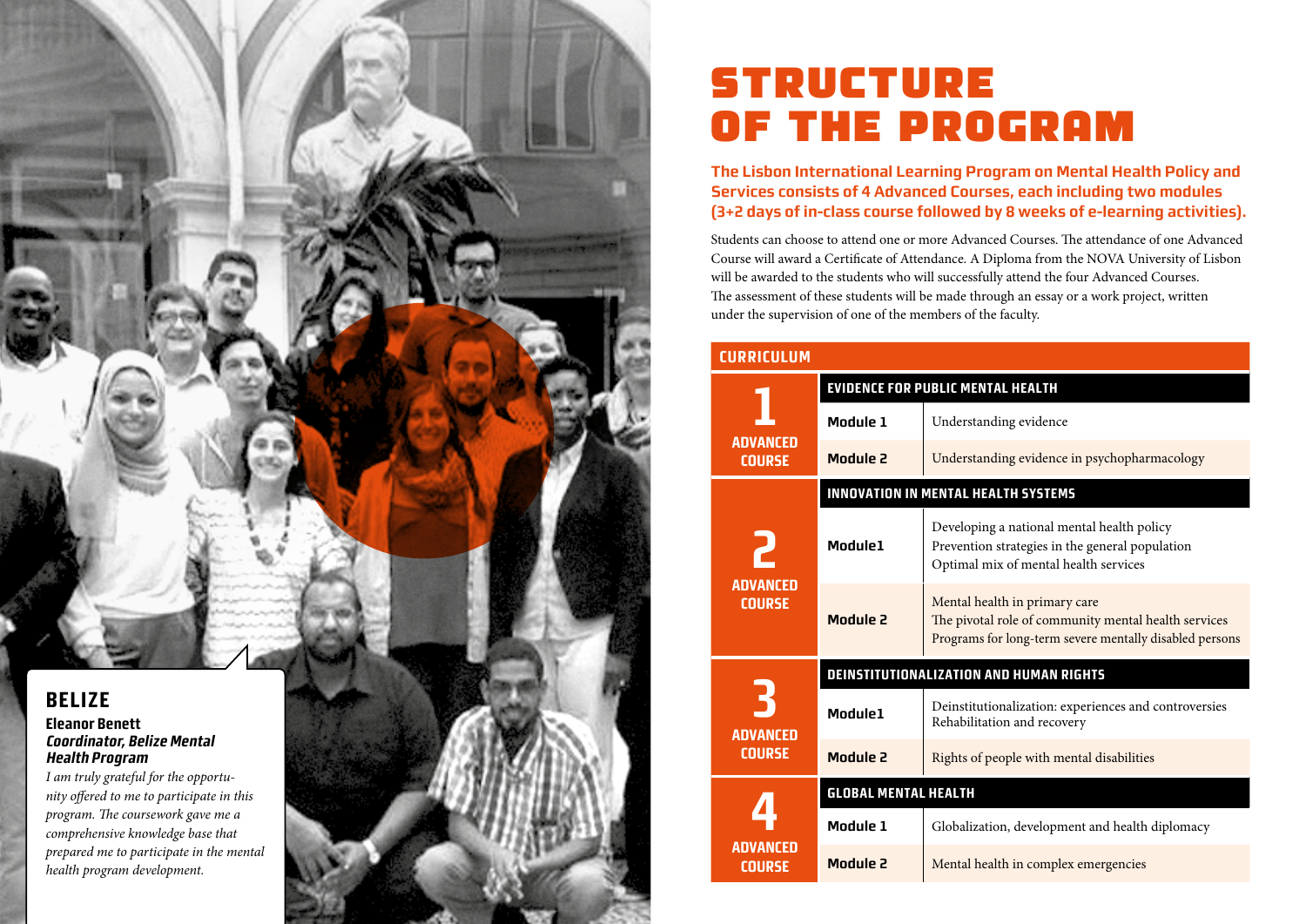## BELIZE

**Eleanor Benett**
***Coordinator, Belize Mental Health Program***

*I am truly grateful for the opportunity offered to me to participate in this program. The coursework gave me a comprehensive knowledge base that prepared me to participate in the mental health program development.*

# STRUCTURE OF THE PROGRAM

**The Lisbon International Learning Program on Mental Health Policy and Services consists of 4 Advanced Courses, each including two modules (3+2 days of in-class course followed by 8 weeks of e-learning activities).**

Students can choose to attend one or more Advanced Courses. The attendance of one Advanced Course will award a Certificate of Attendance. A Diploma from the NOVA University of Lisbon will be awarded to the students who will successfully attend the four Advanced Courses. The assessment of these students will be made through an essay or a work project, written under the supervision of one of the members of the faculty.

**CURRICULUM**

| Advanced Course | Module | Content |
| --- | --- | --- |
| **1 ADVANCED COURSE** | **EVIDENCE FOR PUBLIC MENTAL HEALTH** | |
| | **Module 1** | Understanding evidence |
| | **Module 2** | Understanding evidence in psychopharmacology |
| **2 ADVANCED COURSE** | **INNOVATION IN MENTAL HEALTH SYSTEMS** | |
| | **Module1** | Developing a national mental health policy<br>Prevention strategies in the general population<br>Optimal mix of mental health services |
| | **Module 2** | Mental health in primary care<br>The pivotal role of community mental health services<br>Programs for long-term severe mentally disabled persons |
| **3 ADVANCED COURSE** | **DEINSTITUTIONALIZATION AND HUMAN RIGHTS** | |
| | **Module1** | Deinstitutionalization: experiences and controversies<br>Rehabilitation and recovery |
| | **Module 2** | Rights of people with mental disabilities |
| **4 ADVANCED COURSE** | **GLOBAL MENTAL HEALTH** | |
| | **Module 1** | Globalization, development and health diplomacy |
| | **Module 2** | Mental health in complex emergencies |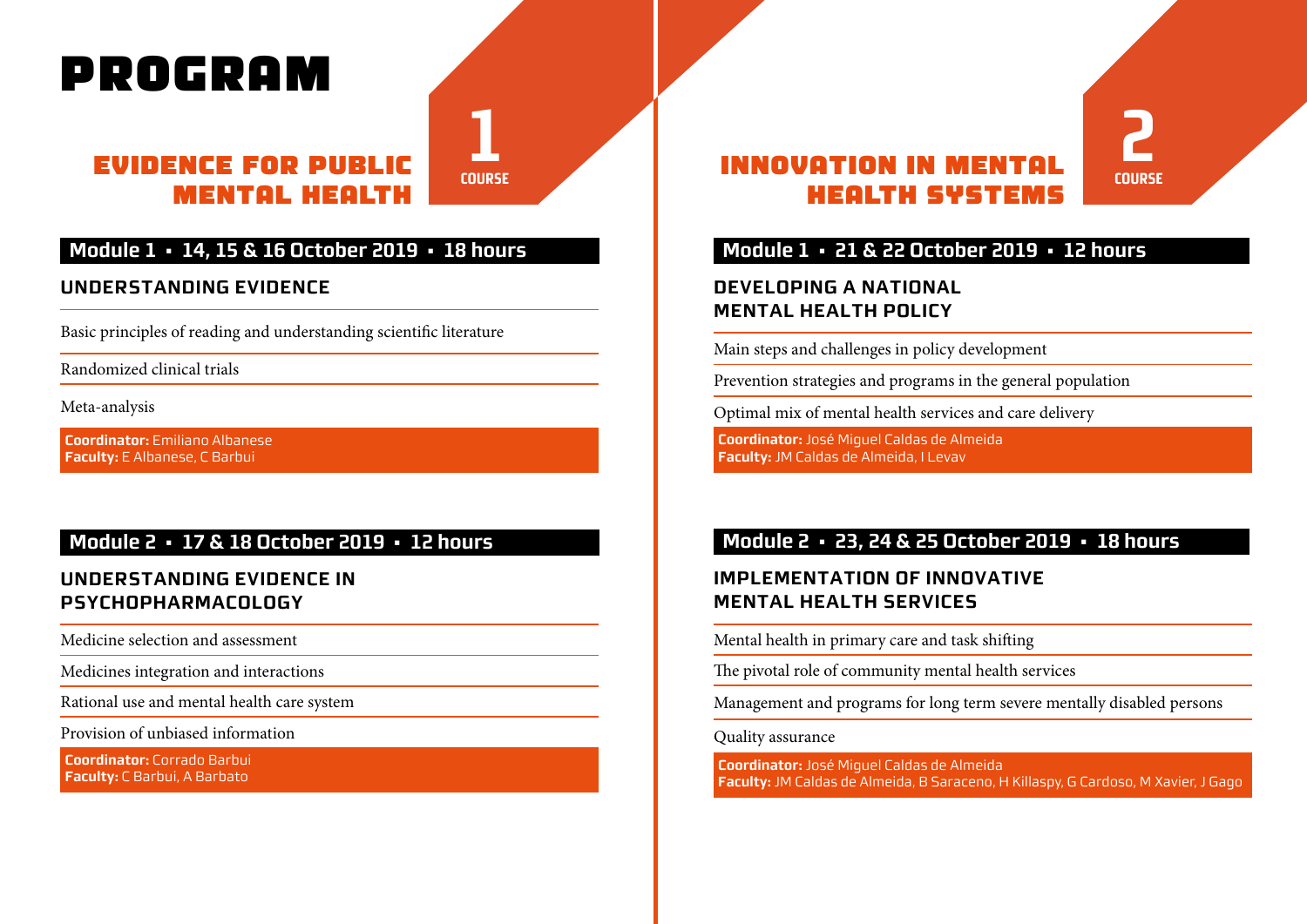# PROGRAM

## EVIDENCE FOR PUBLIC MENTAL HEALTH

**1 COURSE**

### Module 1 · 14, 15 & 16 October 2019 · 18 hours

#### UNDERSTANDING EVIDENCE

- Basic principles of reading and understanding scientific literature
- Randomized clinical trials
- Meta-analysis

**Coordinator:** Emiliano Albanese
**Faculty:** E Albanese, C Barbui

### Module 2 · 17 & 18 October 2019 · 12 hours

#### UNDERSTANDING EVIDENCE IN PSYCHOPHARMACOLOGY

- Medicine selection and assessment
- Medicines integration and interactions
- Rational use and mental health care system
- Provision of unbiased information

**Coordinator:** Corrado Barbui
**Faculty:** C Barbui, A Barbato

## INNOVATION IN MENTAL HEALTH SYSTEMS

**2 COURSE**

### Module 1 · 21 & 22 October 2019 · 12 hours

#### DEVELOPING A NATIONAL MENTAL HEALTH POLICY

- Main steps and challenges in policy development
- Prevention strategies and programs in the general population
- Optimal mix of mental health services and care delivery

**Coordinator:** José Miguel Caldas de Almeida
**Faculty:** JM Caldas de Almeida, I Levav

### Module 2 · 23, 24 & 25 October 2019 · 18 hours

#### IMPLEMENTATION OF INNOVATIVE MENTAL HEALTH SERVICES

- Mental health in primary care and task shifting
- The pivotal role of community mental health services
- Management and programs for long term severe mentally disabled persons
- Quality assurance

**Coordinator:** José Miguel Caldas de Almeida
**Faculty:** JM Caldas de Almeida, B Saraceno, H Killaspy, G Cardoso, M Xavier, J Gago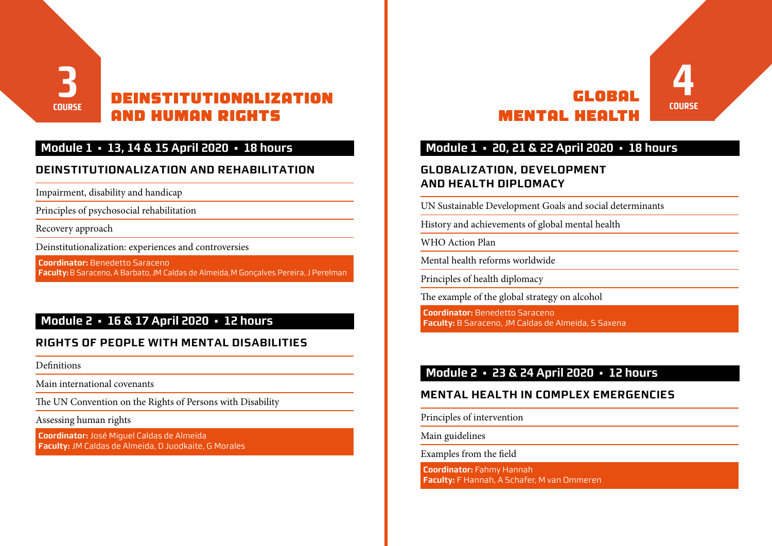# 3 COURSE — DEINSTITUTIONALIZATION AND HUMAN RIGHTS

## Module 1 • 13, 14 & 15 April 2020 • 18 hours

### DEINSTITUTIONALIZATION AND REHABILITATION

- Impairment, disability and handicap
- Principles of psychosocial rehabilitation
- Recovery approach
- Deinstitutionalization: experiences and controversies

**Coordinator:** Benedetto Saraceno
**Faculty:** B Saraceno, A Barbato, JM Caldas de Almeida, M Gonçalves Pereira, J Perelman

## Module 2 • 16 & 17 April 2020 • 12 hours

### RIGHTS OF PEOPLE WITH MENTAL DISABILITIES

- Definitions
- Main international covenants
- The UN Convention on the Rights of Persons with Disability
- Assessing human rights

**Coordinator:** José Miguel Caldas de Almeida
**Faculty:** JM Caldas de Almeida, D Juodkaite, G Morales

# 4 COURSE — GLOBAL MENTAL HEALTH

## Module 1 • 20, 21 & 22 April 2020 • 18 hours

### GLOBALIZATION, DEVELOPMENT AND HEALTH DIPLOMACY

- UN Sustainable Development Goals and social determinants
- History and achievements of global mental health
- WHO Action Plan
- Mental health reforms worldwide
- Principles of health diplomacy
- The example of the global strategy on alcohol

**Coordinator:** Benedetto Saraceno
**Faculty:** B Saraceno, JM Caldas de Almeida, S Saxena

## Module 2 • 23 & 24 April 2020 • 12 hours

### MENTAL HEALTH IN COMPLEX EMERGENCIES

- Principles of intervention
- Main guidelines
- Examples from the field

**Coordinator:** Fahmy Hannah
**Faculty:** F Hannah, A Schafer, M van Ommeren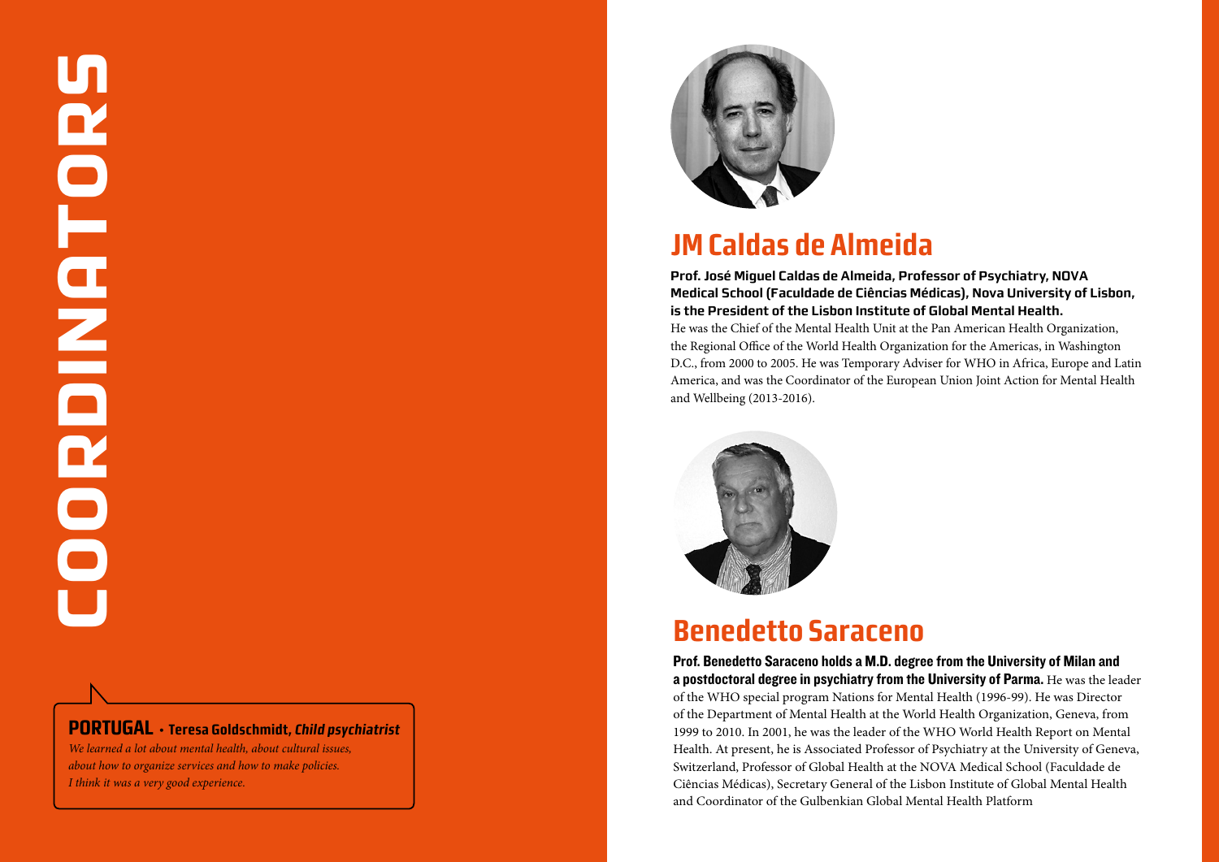# COORDINATORS

**PORTUGAL** • **Teresa Goldschmidt, *Child psychiatrist***

*We learned a lot about mental health, about cultural issues, about how to organize services and how to make policies. I think it was a very good experience.*

## JM Caldas de Almeida

**Prof. José Miguel Caldas de Almeida, Professor of Psychiatry, NOVA Medical School (Faculdade de Ciências Médicas), Nova University of Lisbon, is the President of the Lisbon Institute of Global Mental Health.**
He was the Chief of the Mental Health Unit at the Pan American Health Organization, the Regional Office of the World Health Organization for the Americas, in Washington D.C., from 2000 to 2005. He was Temporary Adviser for WHO in Africa, Europe and Latin America, and was the Coordinator of the European Union Joint Action for Mental Health and Wellbeing (2013-2016).

## Benedetto Saraceno

**Prof. Benedetto Saraceno holds a M.D. degree from the University of Milan and a postdoctoral degree in psychiatry from the University of Parma.** He was the leader of the WHO special program Nations for Mental Health (1996-99). He was Director of the Department of Mental Health at the World Health Organization, Geneva, from 1999 to 2010. In 2001, he was the leader of the WHO World Health Report on Mental Health. At present, he is Associated Professor of Psychiatry at the University of Geneva, Switzerland, Professor of Global Health at the NOVA Medical School (Faculdade de Ciências Médicas), Secretary General of the Lisbon Institute of Global Mental Health and Coordinator of the Gulbenkian Global Mental Health Platform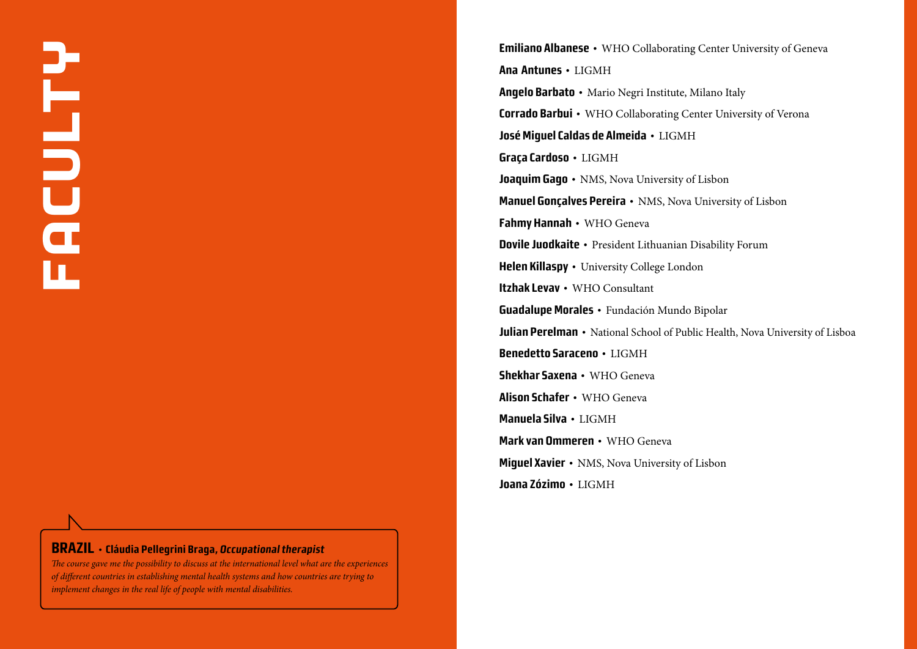# FACULTY

**Emiliano Albanese** • WHO Collaborating Center University of Geneva

**Ana Antunes** • LIGMH

**Angelo Barbato** • Mario Negri Institute, Milano Italy

**Corrado Barbui** • WHO Collaborating Center University of Verona

**José Miguel Caldas de Almeida** • LIGMH

**Graça Cardoso** • LIGMH

**Joaquim Gago** • NMS, Nova University of Lisbon

**Manuel Gonçalves Pereira** • NMS, Nova University of Lisbon

**Fahmy Hannah** • WHO Geneva

**Dovile Juodkaite** • President Lithuanian Disability Forum

**Helen Killaspy** • University College London

**Itzhak Levav** • WHO Consultant

**Guadalupe Morales** • Fundación Mundo Bipolar

**Julian Perelman** • National School of Public Health, Nova University of Lisboa

**Benedetto Saraceno** • LIGMH

**Shekhar Saxena** • WHO Geneva

**Alison Schafer** • WHO Geneva

**Manuela Silva** • LIGMH

**Mark van Ommeren** • WHO Geneva

**Miguel Xavier** • NMS, Nova University of Lisbon

**Joana Zózimo** • LIGMH

**BRAZIL** • **Cláudia Pellegrini Braga, *Occupational therapist***

*The course gave me the possibility to discuss at the international level what are the experiences of different countries in establishing mental health systems and how countries are trying to implement changes in the real life of people with mental disabilities.*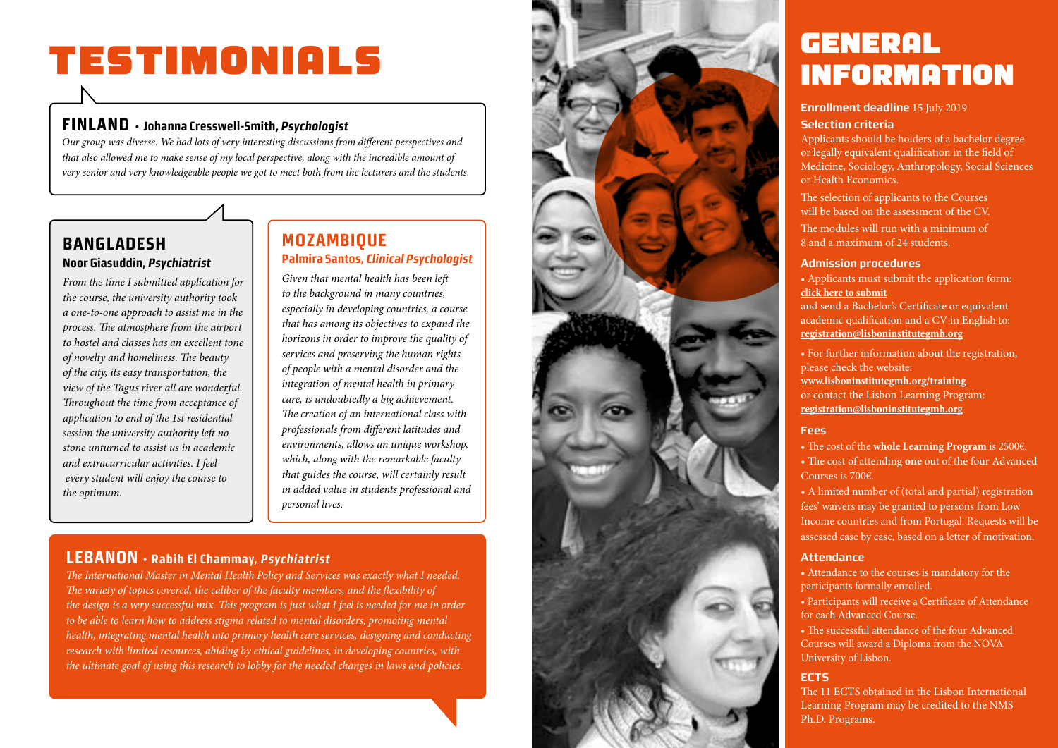# TESTIMONIALS

## FINLAND • Johanna Cresswell-Smith, *Psychologist*

*Our group was diverse. We had lots of very interesting discussions from different perspectives and that also allowed me to make sense of my local perspective, along with the incredible amount of very senior and very knowledgeable people we got to meet both from the lecturers and the students.*

## BANGLADESH

### Noor Giasuddin, *Psychiatrist*

*From the time I submitted application for the course, the university authority took a one-to-one approach to assist me in the process. The atmosphere from the airport to hostel and classes has an excellent tone of novelty and homeliness. The beauty of the city, its easy transportation, the view of the Tagus river all are wonderful. Throughout the time from acceptance of application to end of the 1st residential session the university authority left no stone unturned to assist us in academic and extracurricular activities. I feel every student will enjoy the course to the optimum.*

## MOZAMBIQUE

### Palmira Santos, *Clinical Psychologist*

*Given that mental health has been left to the background in many countries, especially in developing countries, a course that has among its objectives to expand the horizons in order to improve the quality of services and preserving the human rights of people with a mental disorder and the integration of mental health in primary care, is undoubtedly a big achievement. The creation of an international class with professionals from different latitudes and environments, allows an unique workshop, which, along with the remarkable faculty that guides the course, will certainly result in added value in students professional and personal lives.*

## LEBANON • Rabih El Chammay, *Psychiatrist*

*The International Master in Mental Health Policy and Services was exactly what I needed. The variety of topics covered, the caliber of the faculty members, and the flexibility of the design is a very successful mix. This program is just what I feel is needed for me in order to be able to learn how to address stigma related to mental disorders, promoting mental health, integrating mental health into primary health care services, designing and conducting research with limited resources, abiding by ethical guidelines, in developing countries, with the ultimate goal of using this research to lobby for the needed changes in laws and policies.*

# GENERAL INFORMATION

**Enrollment deadline** 15 July 2019

### Selection criteria

Applicants should be holders of a bachelor degree or legally equivalent qualification in the field of Medicine, Sociology, Anthropology, Social Sciences or Health Economics.

The selection of applicants to the Courses will be based on the assessment of the CV.

The modules will run with a minimum of 8 and a maximum of 24 students.

### Admission procedures

- Applicants must submit the application form: **click here to submit** and send a Bachelor's Certificate or equivalent academic qualification and a CV in English to: **registration@lisboninstitutegmh.org**
- For further information about the registration, please check the website: **www.lisboninstitutegmh.org/training** or contact the Lisbon Learning Program: **registration@lisboninstitutegmh.org**

### Fees

- The cost of the **whole Learning Program** is 2500€.
- The cost of attending **one** out of the four Advanced Courses is 700€.
- A limited number of (total and partial) registration fees' waivers may be granted to persons from Low Income countries and from Portugal. Requests will be assessed case by case, based on a letter of motivation.

### Attendance

- Attendance to the courses is mandatory for the participants formally enrolled.
- Participants will receive a Certificate of Attendance for each Advanced Course.
- The successful attendance of the four Advanced Courses will award a Diploma from the NOVA University of Lisbon.

### ECTS

The 11 ECTS obtained in the Lisbon International Learning Program may be credited to the NMS Ph.D. Programs.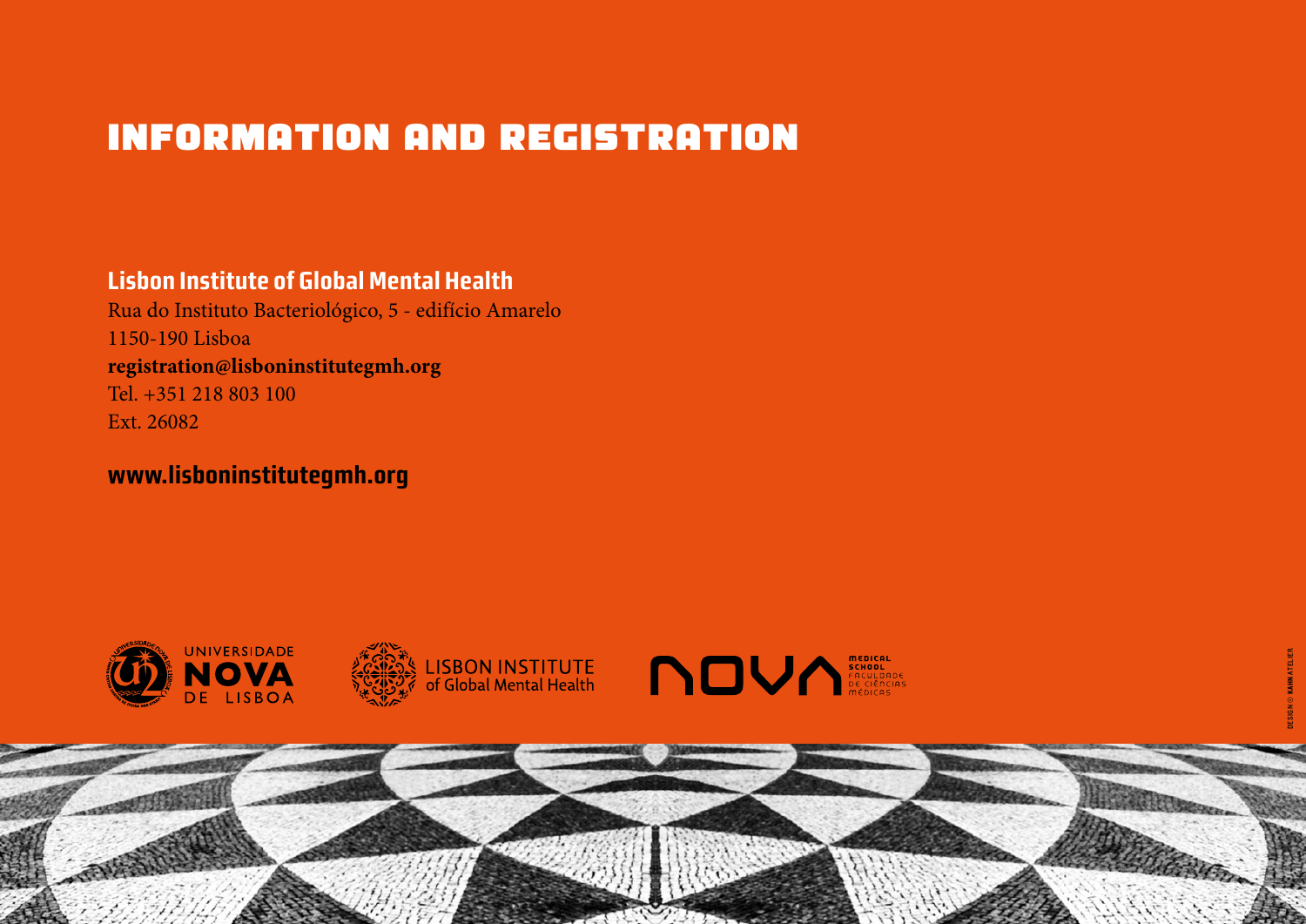# INFORMATION AND REGISTRATION

**Lisbon Institute of Global Mental Health**

Rua do Instituto Bacteriológico, 5 - edifício Amarelo
1150-190 Lisboa
**registration@lisboninstitutegmh.org**
Tel. +351 218 803 100
Ext. 26082

**www.lisboninstitutegmh.org**

UNIVERSIDADE NOVA DE LISBOA

LISBON INSTITUTE of Global Mental Health

NOVA MEDICAL SCHOOL FACULDADE DE CIÊNCIAS MÉDICAS

DESIGN © KAHN ATELIER